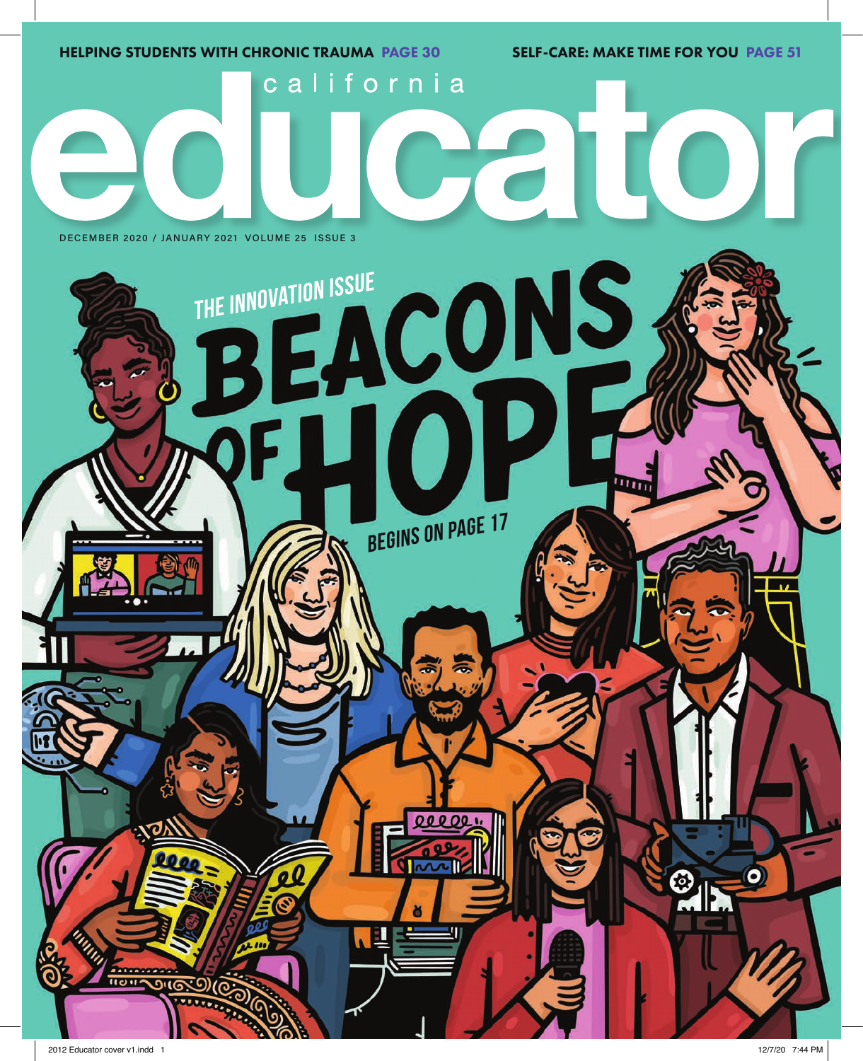HELPING STUDENTS WITH CHRONIC TRAUMA PAGE 30

SELF-CARE: MAKE TIME FOR YOU PAGE 51

# california educator

DECEMBER 2020 / JANUARY 2021 VOLUME 25 ISSUE 3

THE INNOVATION ISSUE

# BEACONS OF HOPE

BEGINS ON PAGE 17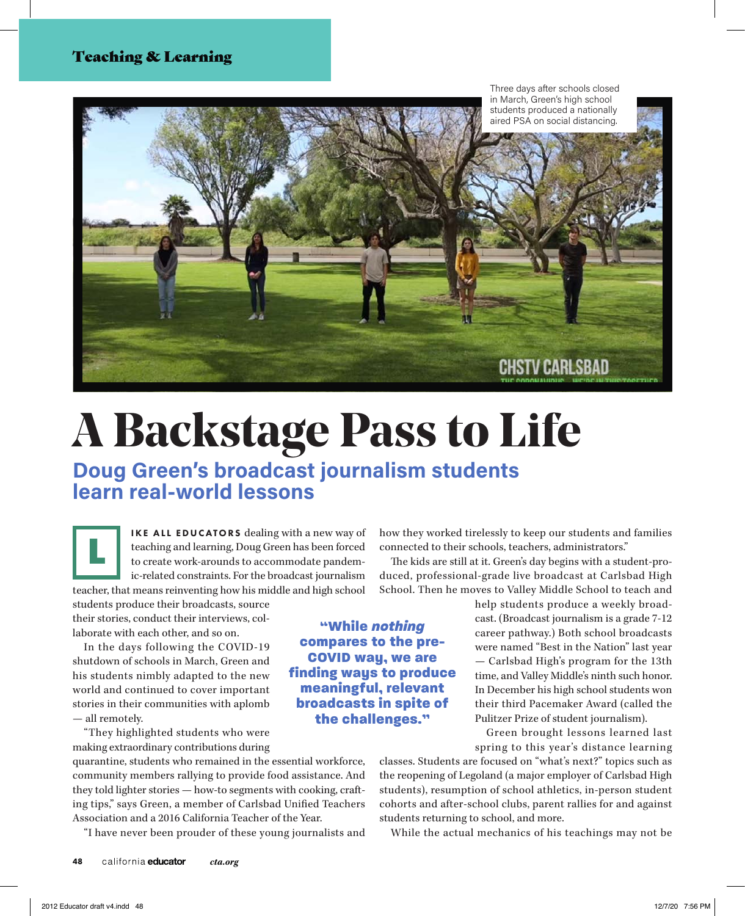Three days after schools closed in March, Green's high school students produced a nationally aired PSA on social distancing.

# A Backstage Pass to Life

## Doug Green's broadcast journalism students learn real-world lessons

**LIKE ALL EDUCATORS** dealing with a new way of teaching and learning, Doug Green has been forced to create work-arounds to accommodate pandemic-related constraints. For the broadcast journalism teacher, that means reinventing how his middle and high school students produce their broadcasts, source their stories, conduct their interviews, collaborate with each other, and so on.

In the days following the COVID-19 shutdown of schools in March, Green and his students nimbly adapted to the new world and continued to cover important stories in their communities with aplomb — all remotely.

"They highlighted students who were making extraordinary contributions during quarantine, students who remained in the essential workforce, community members rallying to provide food assistance. And they told lighter stories — how-to segments with cooking, crafting tips," says Green, a member of Carlsbad Unified Teachers Association and a 2016 California Teacher of the Year.

"I have never been prouder of these young journalists and how they worked tirelessly to keep our students and families connected to their schools, teachers, administrators."

> **"While *nothing* compares to the pre-COVID way, we are finding ways to produce meaningful, relevant broadcasts in spite of the challenges."**

The kids are still at it. Green's day begins with a student-produced, professional-grade live broadcast at Carlsbad High School. Then he moves to Valley Middle School to teach and help students produce a weekly broadcast. (Broadcast journalism is a grade 7-12 career pathway.) Both school broadcasts were named "Best in the Nation" last year — Carlsbad High's program for the 13th time, and Valley Middle's ninth such honor. In December his high school students won their third Pacemaker Award (called the Pulitzer Prize of student journalism).

Green brought lessons learned last spring to this year's distance learning classes. Students are focused on "what's next?" topics such as the reopening of Legoland (a major employer of Carlsbad High students), resumption of school athletics, in-person student cohorts and after-school clubs, parent rallies for and against students returning to school, and more.

While the actual mechanics of his teachings may not be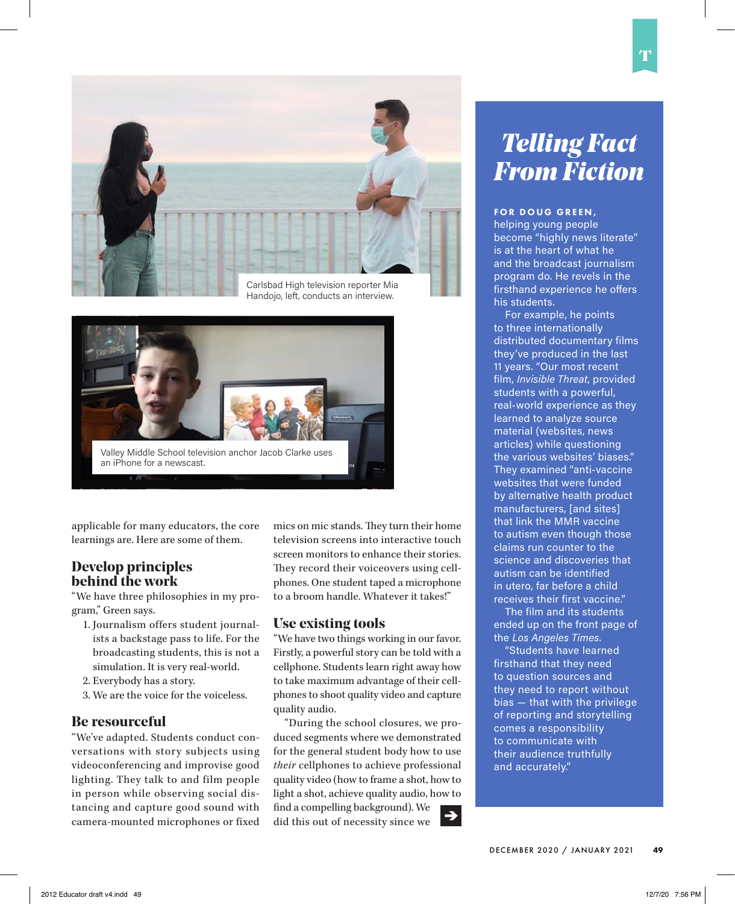Carlsbad High television reporter Mia Handojo, left, conducts an interview.

Valley Middle School television anchor Jacob Clarke uses an iPhone for a newscast.

applicable for many educators, the core learnings are. Here are some of them.

## Develop principles behind the work

"We have three philosophies in my program," Green says.

1. Journalism offers student journalists a backstage pass to life. For the broadcasting students, this is not a simulation. It is very real-world.
2. Everybody has a story.
3. We are the voice for the voiceless.

## Be resourceful

"We've adapted. Students conduct conversations with story subjects using videoconferencing and improvise good lighting. They talk to and film people in person while observing social distancing and capture good sound with camera-mounted microphones or fixed mics on mic stands. They turn their home television screens into interactive touch screen monitors to enhance their stories. They record their voiceovers using cellphones. One student taped a microphone to a broom handle. Whatever it takes!"

## Use existing tools

"We have two things working in our favor. Firstly, a powerful story can be told with a cellphone. Students learn right away how to take maximum advantage of their cellphones to shoot quality video and capture quality audio.

"During the school closures, we produced segments where we demonstrated for the general student body how to use *their* cellphones to achieve professional quality video (how to frame a shot, how to light a shot, achieve quality audio, how to find a compelling background). We did this out of necessity since we

## *Telling Fact From Fiction*

**FOR DOUG GREEN,** helping young people become "highly news literate" is at the heart of what he and the broadcast journalism program do. He revels in the firsthand experience he offers his students.

For example, he points to three internationally distributed documentary films they've produced in the last 11 years. "Our most recent film, *Invisible Threat*, provided students with a powerful, real-world experience as they learned to analyze source material (websites, news articles) while questioning the various websites' biases." They examined "anti-vaccine websites that were funded by alternative health product manufacturers, [and sites] that link the MMR vaccine to autism even though those claims run counter to the science and discoveries that autism can be identified in utero, far before a child receives their first vaccine."

The film and its students ended up on the front page of the *Los Angeles Times*.

"Students have learned firsthand that they need to question sources and they need to report without bias — that with the privilege of reporting and storytelling comes a responsibility to communicate with their audience truthfully and accurately."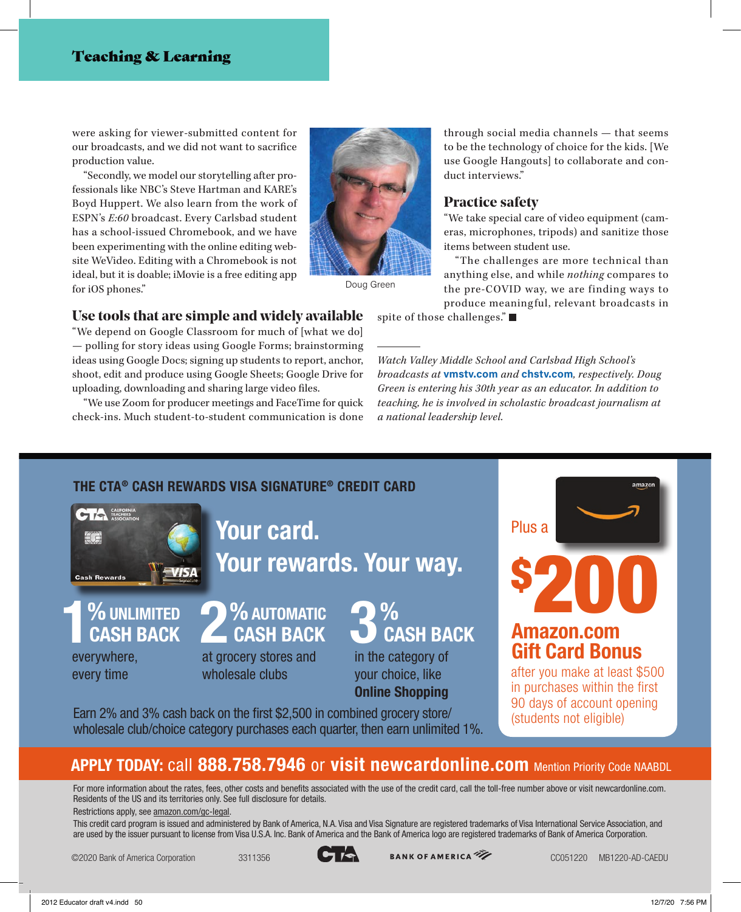were asking for viewer-submitted content for our broadcasts, and we did not want to sacrifice production value.

"Secondly, we model our storytelling after professionals like NBC's Steve Hartman and KARE's Boyd Huppert. We also learn from the work of ESPN's *E:60* broadcast. Every Carlsbad student has a school-issued Chromebook, and we have been experimenting with the online editing website WeVideo. Editing with a Chromebook is not ideal, but it is doable; iMovie is a free editing app for iOS phones."

Doug Green

### Use tools that are simple and widely available

"We depend on Google Classroom for much of [what we do] — polling for story ideas using Google Forms; brainstorming ideas using Google Docs; signing up students to report, anchor, shoot, edit and produce using Google Sheets; Google Drive for uploading, downloading and sharing large video files.

"We use Zoom for producer meetings and FaceTime for quick check-ins. Much student-to-student communication is done through social media channels — that seems to be the technology of choice for the kids. [We use Google Hangouts] to collaborate and conduct interviews."

### Practice safety

"We take special care of video equipment (cameras, microphones, tripods) and sanitize those items between student use.

"The challenges are more technical than anything else, and while *nothing* compares to the pre-COVID way, we are finding ways to produce meaningful, relevant broadcasts in spite of those challenges." ■

---

*Watch Valley Middle School and Carlsbad High School's broadcasts at* **vmstv.com** *and* **chstv.com**, *respectively. Doug Green is entering his 30th year as an educator. In addition to teaching, he is involved in scholastic broadcast journalism at a national leadership level.*

---

**THE CTA® CASH REWARDS VISA SIGNATURE® CREDIT CARD**

**Your card. Your rewards. Your way.**

**1% UNLIMITED CASH BACK** everywhere, every time

**2% AUTOMATIC CASH BACK** at grocery stores and wholesale clubs

**3% CASH BACK** in the category of your choice, like **Online Shopping**

Earn 2% and 3% cash back on the first $2,500 in combined grocery store/wholesale club/choice category purchases each quarter, then earn unlimited 1%.

Plus a **$200 Amazon.com Gift Card Bonus** after you make at least $500 in purchases within the first 90 days of account opening (students not eligible)

**APPLY TODAY:** call **888.758.7946** or **visit newcardonline.com** Mention Priority Code NAABDL

For more information about the rates, fees, other costs and benefits associated with the use of the credit card, call the toll-free number above or visit newcardonline.com. Residents of the US and its territories only. See full disclosure for details.

Restrictions apply, see amazon.com/gc-legal.

This credit card program is issued and administered by Bank of America, N.A. Visa and Visa Signature are registered trademarks of Visa International Service Association, and are used by the issuer pursuant to license from Visa U.S.A. Inc. Bank of America and the Bank of America logo are registered trademarks of Bank of America Corporation.

©2020 Bank of America Corporation 3311356 CC051220 MB1220-AD-CAEDU